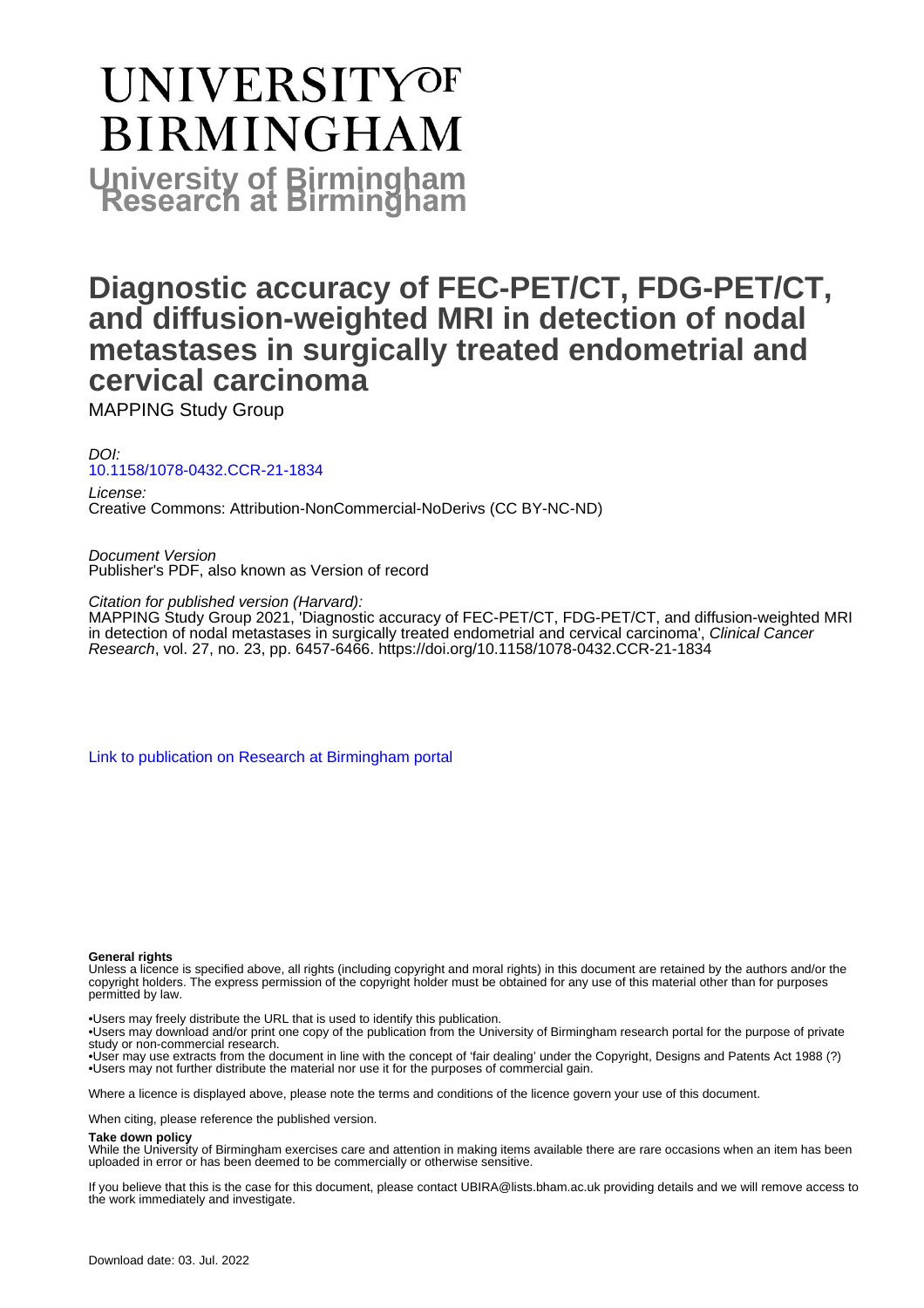# UNIVERSITY OF BIRMINGHAM

## University of Birmingham Research at Birmingham

# Diagnostic accuracy of FEC-PET/CT, FDG-PET/CT, and diffusion-weighted MRI in detection of nodal metastases in surgically treated endometrial and cervical carcinoma

MAPPING Study Group

*DOI:*
[10.1158/1078-0432.CCR-21-1834](https://doi.org/10.1158/1078-0432.CCR-21-1834)

*License:*
Creative Commons: Attribution-NonCommercial-NoDerivs (CC BY-NC-ND)

*Document Version*
Publisher's PDF, also known as Version of record

*Citation for published version (Harvard):*
MAPPING Study Group 2021, 'Diagnostic accuracy of FEC-PET/CT, FDG-PET/CT, and diffusion-weighted MRI in detection of nodal metastases in surgically treated endometrial and cervical carcinoma', *Clinical Cancer Research*, vol. 27, no. 23, pp. 6457-6466. https://doi.org/10.1158/1078-0432.CCR-21-1834

[Link to publication on Research at Birmingham portal](#)

**General rights**
Unless a licence is specified above, all rights (including copyright and moral rights) in this document are retained by the authors and/or the copyright holders. The express permission of the copyright holder must be obtained for any use of this material other than for purposes permitted by law.

•Users may freely distribute the URL that is used to identify this publication.
•Users may download and/or print one copy of the publication from the University of Birmingham research portal for the purpose of private study or non-commercial research.
•User may use extracts from the document in line with the concept of 'fair dealing' under the Copyright, Designs and Patents Act 1988 (?)
•Users may not further distribute the material nor use it for the purposes of commercial gain.

Where a licence is displayed above, please note the terms and conditions of the licence govern your use of this document.

When citing, please reference the published version.

**Take down policy**
While the University of Birmingham exercises care and attention in making items available there are rare occasions when an item has been uploaded in error or has been deemed to be commercially or otherwise sensitive.

If you believe that this is the case for this document, please contact UBIRA@lists.bham.ac.uk providing details and we will remove access to the work immediately and investigate.

Download date: 03. Jul. 2022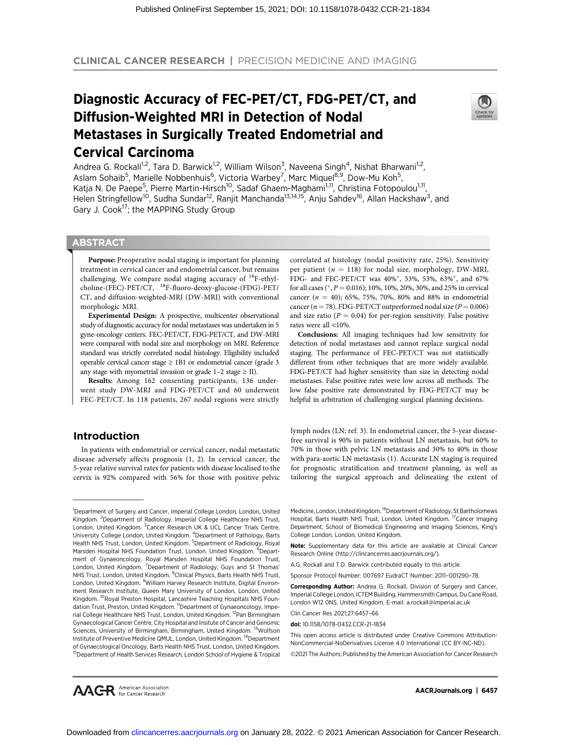CLINICAL CANCER RESEARCH | PRECISION MEDICINE AND IMAGING

# Diagnostic Accuracy of FEC-PET/CT, FDG-PET/CT, and Diffusion-Weighted MRI in Detection of Nodal Metastases in Surgically Treated Endometrial and Cervical Carcinoma

Andrea G. Rockall[1,2], Tara D. Barwick[1,2], William Wilson[3], Naveena Singh[4], Nishat Bharwani[1,2], Aslam Sohaib[5], Marielle Nobbenhuis[6], Victoria Warbey[7], Marc Miquel[8,9], Dow-Mu Koh[5], Katja N. De Paepe[5], Pierre Martin-Hirsch[10], Sadaf Ghaem-Maghami[1,11], Christina Fotopoulou[1,11], Helen Stringfellow[10], Sudha Sundar[12], Ranjit Manchanda[13,14,15], Anju Sahdev[16], Allan Hackshaw[3], and Gary J. Cook[17]; the MAPPING Study Group

## ABSTRACT

**Purpose:** Preoperative nodal staging is important for planning treatment in cervical cancer and endometrial cancer, but remains challenging. We compare nodal staging accuracy of $^{18}$F-ethyl-choline-(FEC)-PET/CT, $^{18}$F-fluoro-deoxy-glucose-(FDG)-PET/CT, and diffusion-weighted-MRI (DW-MRI) with conventional morphologic MRI.

**Experimental Design:** A prospective, multicenter observational study of diagnostic accuracy for nodal metastases was undertaken in 5 gyne-oncology centers. FEC-PET/CT, FDG-PET/CT, and DW-MRI were compared with nodal size and morphology on MRI. Reference standard was strictly correlated nodal histology. Eligibility included operable cervical cancer stage ≥ 1B1 or endometrial cancer (grade 3 any stage with myometrial invasion or grade 1–2 stage ≥ II).

**Results:** Among 162 consenting participants, 136 underwent study DW-MRI and FDG-PET/CT and 60 underwent FEC-PET/CT. In 118 patients, 267 nodal regions were strictly correlated at histology (nodal positivity rate, 25%). Sensitivity per patient ($n = 118$) for nodal size, morphology, DW-MRI, FDG- and FEC-PET/CT was 40%*, 53%, 53%, 63%*, and 67% for all cases (*, $P = 0.016$); 10%, 10%, 20%, 30%, and 25% in cervical cancer ($n = 40$); 65%, 75%, 70%, 80% and 88% in endometrial cancer ($n = 78$). FDG-PET/CT outperformed nodal size ($P = 0.006$) and size ratio ($P = 0.04$) for per-region sensitivity. False positive rates were all <10%.

**Conclusions:** All imaging techniques had low sensitivity for detection of nodal metastases and cannot replace surgical nodal staging. The performance of FEC-PET/CT was not statistically different from other techniques that are more widely available. FDG-PET/CT had higher sensitivity than size in detecting nodal metastases. False positive rates were low across all methods. The low false positive rate demonstrated by FDG-PET/CT may be helpful in arbitration of challenging surgical planning decisions.

## Introduction

In patients with endometrial or cervical cancer, nodal metastatic disease adversely affects prognosis (1, 2). In cervical cancer, the 5-year relative survival rates for patients with disease localised to the cervix is 92% compared with 56% for those with positive pelvic lymph nodes (LN; ref. 3). In endometrial cancer, the 5-year disease-free survival is 90% in patients without LN metastasis, but 60% to 70% in those with pelvic LN metastasis and 30% to 40% in those with para-aortic LN metastasis (1). Accurate LN staging is required for prognostic stratification and treatment planning, as well as tailoring the surgical approach and delineating the extent of

---

[1]Department of Surgery and Cancer, Imperial College London, London, United Kingdom. [2]Department of Radiology, Imperial College Healthcare NHS Trust, London, United Kingdom. [3]Cancer Research UK & UCL Cancer Trials Centre, University College London, United Kingdom. [4]Department of Pathology, Barts Health NHS Trust, London, United Kingdom. [5]Department of Radiology, Royal Marsden Hospital NHS Foundation Trust, London, United Kingdom. [6]Department of Gynaeoncology, Royal Marsden Hospital NHS Foundation Trust, London, United Kingdom. [7]Department of Radiology, Guys and St Thomas' NHS Trust, London, United Kingdom. [8]Clinical Physics, Barts Health NHS Trust, London, United Kingdom. [9]William Harvey Research Institute, Digital Environment Research Institute, Queen Mary University of London, London, United Kingdom. [10]Royal Preston Hospital, Lancashire Teaching Hospitals NHS Foundation Trust, Preston, United Kingdom. [11]Department of Gynaeoncology, Imperial College Healthcare NHS Trust, London, United Kingdom. [12]Pan Birmingham Gynaecological Cancer Centre, City Hospital and Insitute of Cancer and Genomic Sciences, University of Birmingham, Birmingham, United Kingdom. [13]Wolfson Institute of Preventive Medicine QMUL, London, United Kingdom. [14]Department of Gynaecological Oncology, Barts Health NHS Trust, London, United Kingdom. [15]Department of Health Services Research, London School of Hygiene & Tropical Medicine, London, United Kingdom. [16]Department of Radiology, St Bartholomews Hospital, Barts Health NHS Trust, London, United Kingdom. [17]Cancer Imaging Department, School of Biomedical Engineering and Imaging Sciences, King's College London, London, United Kingdom.

**Note:** Supplementary data for this article are available at Clinical Cancer Research Online (http://clincancerres.aacrjournals.org/).

A.G. Rockall and T.D. Barwick contributed equally to this article.

Sponsor Protocol Number: 007697 EudraCT Number: 2011–001290–78.

**Corresponding Author:** Andrea G. Rockall, Division of Surgery and Cancer, Imperial College London, ICTEM Building, Hammersmith Campus, Du Cane Road, London W12 0NS, United Kingdom. E-mail: a.rockall@imperial.ac.uk

Clin Cancer Res 2021;27:6457–66

**doi:** 10.1158/1078-0432.CCR-21-1834

This open access article is distributed under Creative Commons Attribution-NonCommercial-NoDerivatives License 4.0 International (CC BY-NC-ND).

©2021 The Authors; Published by the American Association for Cancer Research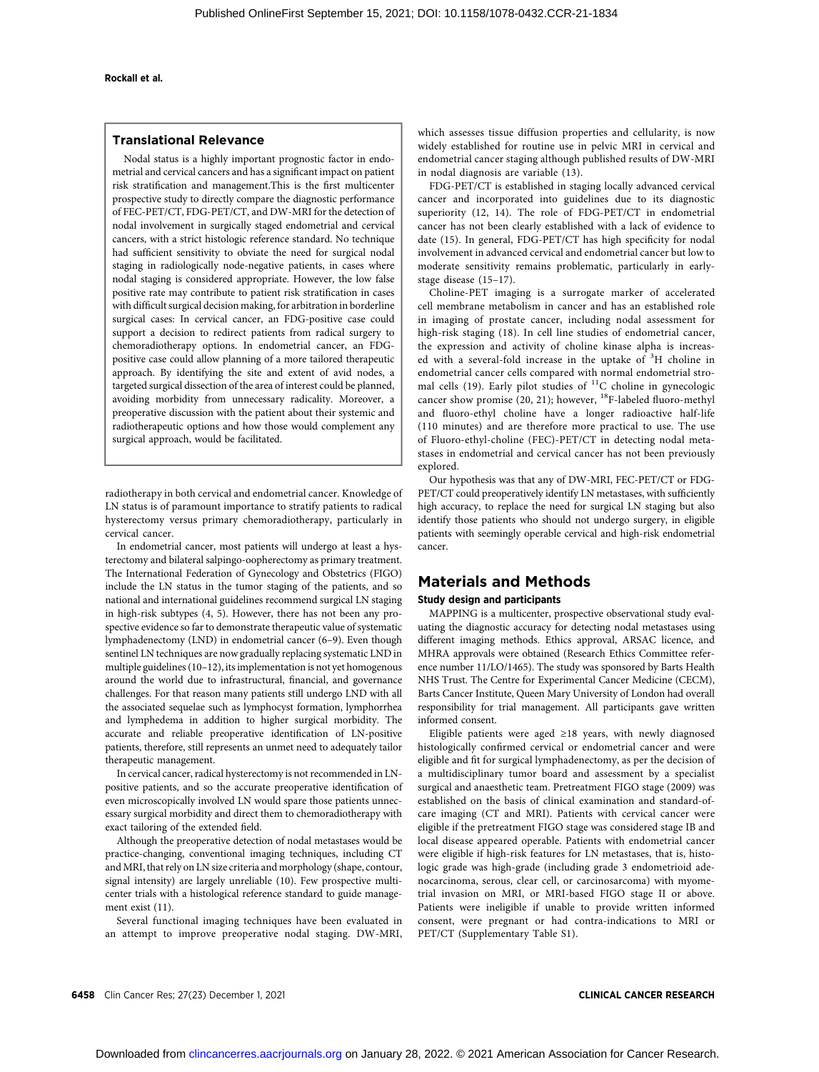### Translational Relevance

Nodal status is a highly important prognostic factor in endometrial and cervical cancers and has a significant impact on patient risk stratification and management.This is the first multicenter prospective study to directly compare the diagnostic performance of FEC-PET/CT, FDG-PET/CT, and DW-MRI for the detection of nodal involvement in surgically staged endometrial and cervical cancers, with a strict histologic reference standard. No technique had sufficient sensitivity to obviate the need for surgical nodal staging in radiologically node-negative patients, in cases where nodal staging is considered appropriate. However, the low false positive rate may contribute to patient risk stratification in cases with difficult surgical decision making, for arbitration in borderline surgical cases: In cervical cancer, an FDG-positive case could support a decision to redirect patients from radical surgery to chemoradiotherapy options. In endometrial cancer, an FDG-positive case could allow planning of a more tailored therapeutic approach. By identifying the site and extent of avid nodes, a targeted surgical dissection of the area of interest could be planned, avoiding morbidity from unnecessary radicality. Moreover, a preoperative discussion with the patient about their systemic and radiotherapeutic options and how those would complement any surgical approach, would be facilitated.

radiotherapy in both cervical and endometrial cancer. Knowledge of LN status is of paramount importance to stratify patients to radical hysterectomy versus primary chemoradiotherapy, particularly in cervical cancer.

In endometrial cancer, most patients will undergo at least a hysterectomy and bilateral salpingo-oopherectomy as primary treatment. The International Federation of Gynecology and Obstetrics (FIGO) include the LN status in the tumor staging of the patients, and so national and international guidelines recommend surgical LN staging in high-risk subtypes (4, 5). However, there has not been any prospective evidence so far to demonstrate therapeutic value of systematic lymphadenectomy (LND) in endometrial cancer (6–9). Even though sentinel LN techniques are now gradually replacing systematic LND in multiple guidelines (10–12), its implementation is not yet homogenous around the world due to infrastructural, financial, and governance challenges. For that reason many patients still undergo LND with all the associated sequelae such as lymphocyst formation, lymphorrhea and lymphedema in addition to higher surgical morbidity. The accurate and reliable preoperative identification of LN-positive patients, therefore, still represents an unmet need to adequately tailor therapeutic management.

In cervical cancer, radical hysterectomy is not recommended in LN-positive patients, and so the accurate preoperative identification of even microscopically involved LN would spare those patients unnecessary surgical morbidity and direct them to chemoradiotherapy with exact tailoring of the extended field.

Although the preoperative detection of nodal metastases would be practice-changing, conventional imaging techniques, including CT and MRI, that rely on LN size criteria and morphology (shape, contour, signal intensity) are largely unreliable (10). Few prospective multicenter trials with a histological reference standard to guide management exist (11).

Several functional imaging techniques have been evaluated in an attempt to improve preoperative nodal staging. DW-MRI, which assesses tissue diffusion properties and cellularity, is now widely established for routine use in pelvic MRI in cervical and endometrial cancer staging although published results of DW-MRI in nodal diagnosis are variable (13).

FDG-PET/CT is established in staging locally advanced cervical cancer and incorporated into guidelines due to its diagnostic superiority (12, 14). The role of FDG-PET/CT in endometrial cancer has not been clearly established with a lack of evidence to date (15). In general, FDG-PET/CT has high specificity for nodal involvement in advanced cervical and endometrial cancer but low to moderate sensitivity remains problematic, particularly in early-stage disease (15–17).

Choline-PET imaging is a surrogate marker of accelerated cell membrane metabolism in cancer and has an established role in imaging of prostate cancer, including nodal assessment for high-risk staging (18). In cell line studies of endometrial cancer, the expression and activity of choline kinase alpha is increased with a several-fold increase in the uptake of $^{3}$H choline in endometrial cancer cells compared with normal endometrial stromal cells (19). Early pilot studies of $^{11}$C choline in gynecologic cancer show promise (20, 21); however, $^{18}$F-labeled fluoro-methyl and fluoro-ethyl choline have a longer radioactive half-life (110 minutes) and are therefore more practical to use. The use of Fluoro-ethyl-choline (FEC)-PET/CT in detecting nodal metastases in endometrial and cervical cancer has not been previously explored.

Our hypothesis was that any of DW-MRI, FEC-PET/CT or FDG-PET/CT could preoperatively identify LN metastases, with sufficiently high accuracy, to replace the need for surgical LN staging but also identify those patients who should not undergo surgery, in eligible patients with seemingly operable cervical and high-risk endometrial cancer.

## Materials and Methods

### Study design and participants

MAPPING is a multicenter, prospective observational study evaluating the diagnostic accuracy for detecting nodal metastases using different imaging methods. Ethics approval, ARSAC licence, and MHRA approvals were obtained (Research Ethics Committee reference number 11/LO/1465). The study was sponsored by Barts Health NHS Trust. The Centre for Experimental Cancer Medicine (CECM), Barts Cancer Institute, Queen Mary University of London had overall responsibility for trial management. All participants gave written informed consent.

Eligible patients were aged ≥18 years, with newly diagnosed histologically confirmed cervical or endometrial cancer and were eligible and fit for surgical lymphadenectomy, as per the decision of a multidisciplinary tumor board and assessment by a specialist surgical and anaesthetic team. Pretreatment FIGO stage (2009) was established on the basis of clinical examination and standard-of-care imaging (CT and MRI). Patients with cervical cancer were eligible if the pretreatment FIGO stage was considered stage IB and local disease appeared operable. Patients with endometrial cancer were eligible if high-risk features for LN metastases, that is, histologic grade was high-grade (including grade 3 endometrioid adenocarcinoma, serous, clear cell, or carcinosarcoma) with myometrial invasion on MRI, or MRI-based FIGO stage II or above. Patients were ineligible if unable to provide written informed consent, were pregnant or had contra-indications to MRI or PET/CT (Supplementary Table S1).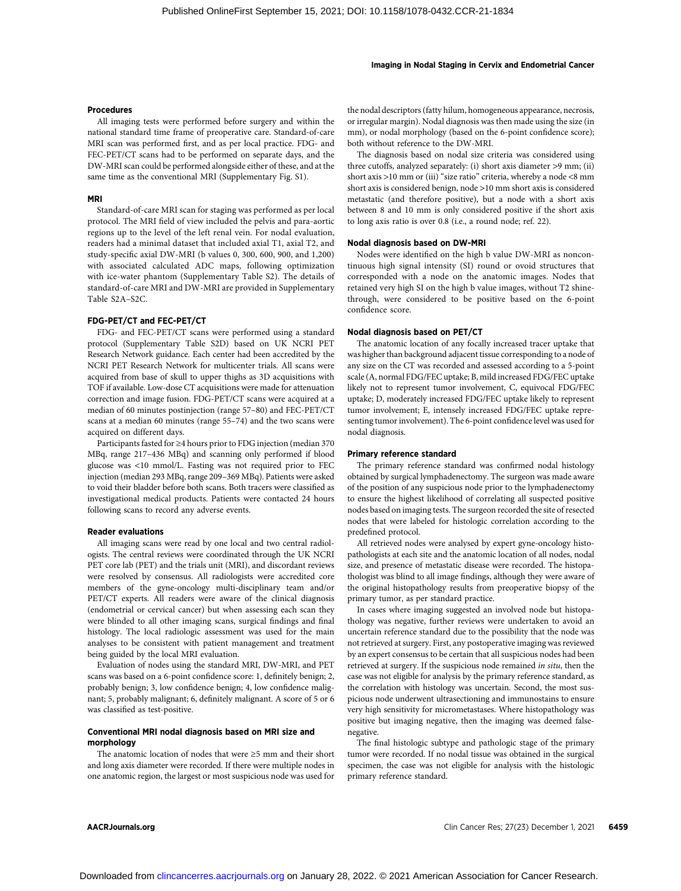### Procedures

All imaging tests were performed before surgery and within the national standard time frame of preoperative care. Standard-of-care MRI scan was performed first, and as per local practice. FDG- and FEC-PET/CT scans had to be performed on separate days, and the DW-MRI scan could be performed alongside either of these, and at the same time as the conventional MRI (Supplementary Fig. S1).

### MRI

Standard-of-care MRI scan for staging was performed as per local protocol. The MRI field of view included the pelvis and para-aortic regions up to the level of the left renal vein. For nodal evaluation, readers had a minimal dataset that included axial T1, axial T2, and study-specific axial DW-MRI (b values 0, 300, 600, 900, and 1,200) with associated calculated ADC maps, following optimization with ice-water phantom (Supplementary Table S2). The details of standard-of-care MRI and DW-MRI are provided in Supplementary Table S2A–S2C.

### FDG-PET/CT and FEC-PET/CT

FDG- and FEC-PET/CT scans were performed using a standard protocol (Supplementary Table S2D) based on UK NCRI PET Research Network guidance. Each center had been accredited by the NCRI PET Research Network for multicenter trials. All scans were acquired from base of skull to upper thighs as 3D acquisitions with TOF if available. Low-dose CT acquisitions were made for attenuation correction and image fusion. FDG-PET/CT scans were acquired at a median of 60 minutes postinjection (range 57–80) and FEC-PET/CT scans at a median 60 minutes (range 55–74) and the two scans were acquired on different days.

Participants fasted for ≥4 hours prior to FDG injection (median 370 MBq, range 217–436 MBq) and scanning only performed if blood glucose was <10 mmol/L. Fasting was not required prior to FEC injection (median 293 MBq, range 209–369 MBq). Patients were asked to void their bladder before both scans. Both tracers were classified as investigational medical products. Patients were contacted 24 hours following scans to record any adverse events.

### Reader evaluations

All imaging scans were read by one local and two central radiologists. The central reviews were coordinated through the UK NCRI PET core lab (PET) and the trials unit (MRI), and discordant reviews were resolved by consensus. All radiologists were accredited core members of the gyne-oncology multi-disciplinary team and/or PET/CT experts. All readers were aware of the clinical diagnosis (endometrial or cervical cancer) but when assessing each scan they were blinded to all other imaging scans, surgical findings and final histology. The local radiologic assessment was used for the main analyses to be consistent with patient management and treatment being guided by the local MRI evaluation.

Evaluation of nodes using the standard MRI, DW-MRI, and PET scans was based on a 6-point confidence score: 1, definitely benign; 2, probably benign; 3, low confidence benign; 4, low confidence malignant; 5, probably malignant; 6, definitely malignant. A score of 5 or 6 was classified as test-positive.

### Conventional MRI nodal diagnosis based on MRI size and morphology

The anatomic location of nodes that were ≥5 mm and their short and long axis diameter were recorded. If there were multiple nodes in one anatomic region, the largest or most suspicious node was used for the nodal descriptors (fatty hilum, homogeneous appearance, necrosis, or irregular margin). Nodal diagnosis was then made using the size (in mm), or nodal morphology (based on the 6-point confidence score); both without reference to the DW-MRI.

The diagnosis based on nodal size criteria was considered using three cutoffs, analyzed separately: (i) short axis diameter >9 mm; (ii) short axis >10 mm or (iii) "size ratio" criteria, whereby a node <8 mm short axis is considered benign, node >10 mm short axis is considered metastatic (and therefore positive), but a node with a short axis between 8 and 10 mm is only considered positive if the short axis to long axis ratio is over 0.8 (i.e., a round node; ref. 22).

### Nodal diagnosis based on DW-MRI

Nodes were identified on the high b value DW-MRI as noncontinuous high signal intensity (SI) round or ovoid structures that corresponded with a node on the anatomic images. Nodes that retained very high SI on the high b value images, without T2 shine-through, were considered to be positive based on the 6-point confidence score.

### Nodal diagnosis based on PET/CT

The anatomic location of any focally increased tracer uptake that was higher than background adjacent tissue corresponding to a node of any size on the CT was recorded and assessed according to a 5-point scale (A, normal FDG/FEC uptake; B, mild increased FDG/FEC uptake likely not to represent tumor involvement, C, equivocal FDG/FEC uptake; D, moderately increased FDG/FEC uptake likely to represent tumor involvement; E, intensely increased FDG/FEC uptake representing tumor involvement). The 6-point confidence level was used for nodal diagnosis.

### Primary reference standard

The primary reference standard was confirmed nodal histology obtained by surgical lymphadenectomy. The surgeon was made aware of the position of any suspicious node prior to the lymphadenectomy to ensure the highest likelihood of correlating all suspected positive nodes based on imaging tests. The surgeon recorded the site of resected nodes that were labeled for histologic correlation according to the predefined protocol.

All retrieved nodes were analysed by expert gyne-oncology histopathologists at each site and the anatomic location of all nodes, nodal size, and presence of metastatic disease were recorded. The histopathologist was blind to all image findings, although they were aware of the original histopathology results from preoperative biopsy of the primary tumor, as per standard practice.

In cases where imaging suggested an involved node but histopathology was negative, further reviews were undertaken to avoid an uncertain reference standard due to the possibility that the node was not retrieved at surgery. First, any postoperative imaging was reviewed by an expert consensus to be certain that all suspicious nodes had been retrieved at surgery. If the suspicious node remained *in situ*, then the case was not eligible for analysis by the primary reference standard, as the correlation with histology was uncertain. Second, the most suspicious node underwent ultrasectioning and immunostains to ensure very high sensitivity for micrometastases. Where histopathology was positive but imaging negative, then the imaging was deemed false-negative.

The final histologic subtype and pathologic stage of the primary tumor were recorded. If no nodal tissue was obtained in the surgical specimen, the case was not eligible for analysis with the histologic primary reference standard.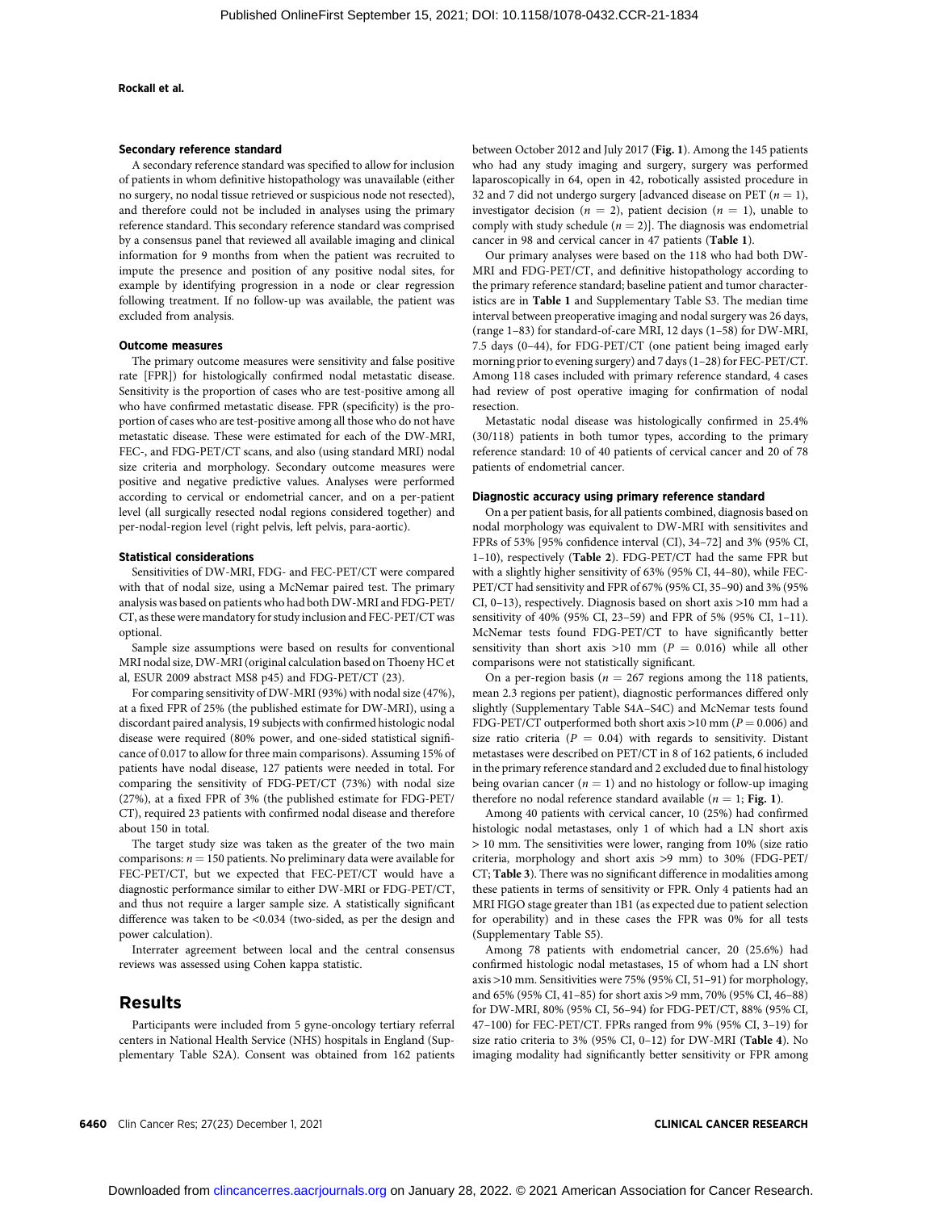### Secondary reference standard

A secondary reference standard was specified to allow for inclusion of patients in whom definitive histopathology was unavailable (either no surgery, no nodal tissue retrieved or suspicious node not resected), and therefore could not be included in analyses using the primary reference standard. This secondary reference standard was comprised by a consensus panel that reviewed all available imaging and clinical information for 9 months from when the patient was recruited to impute the presence and position of any positive nodal sites, for example by identifying progression in a node or clear regression following treatment. If no follow-up was available, the patient was excluded from analysis.

### Outcome measures

The primary outcome measures were sensitivity and false positive rate [FPR]) for histologically confirmed nodal metastatic disease. Sensitivity is the proportion of cases who are test-positive among all who have confirmed metastatic disease. FPR (specificity) is the proportion of cases who are test-positive among all those who do not have metastatic disease. These were estimated for each of the DW-MRI, FEC-, and FDG-PET/CT scans, and also (using standard MRI) nodal size criteria and morphology. Secondary outcome measures were positive and negative predictive values. Analyses were performed according to cervical or endometrial cancer, and on a per-patient level (all surgically resected nodal regions considered together) and per-nodal-region level (right pelvis, left pelvis, para-aortic).

### Statistical considerations

Sensitivities of DW-MRI, FDG- and FEC-PET/CT were compared with that of nodal size, using a McNemar paired test. The primary analysis was based on patients who had both DW-MRI and FDG-PET/CT, as these were mandatory for study inclusion and FEC-PET/CT was optional.

Sample size assumptions were based on results for conventional MRI nodal size, DW-MRI (original calculation based on Thoeny HC et al, ESUR 2009 abstract MS8 p45) and FDG-PET/CT (23).

For comparing sensitivity of DW-MRI (93%) with nodal size (47%), at a fixed FPR of 25% (the published estimate for DW-MRI), using a discordant paired analysis, 19 subjects with confirmed histologic nodal disease were required (80% power, and one-sided statistical significance of 0.017 to allow for three main comparisons). Assuming 15% of patients have nodal disease, 127 patients were needed in total. For comparing the sensitivity of FDG-PET/CT (73%) with nodal size (27%), at a fixed FPR of 3% (the published estimate for FDG-PET/CT), required 23 patients with confirmed nodal disease and therefore about 150 in total.

The target study size was taken as the greater of the two main comparisons: $n = 150$ patients. No preliminary data were available for FEC-PET/CT, but we expected that FEC-PET/CT would have a diagnostic performance similar to either DW-MRI or FDG-PET/CT, and thus not require a larger sample size. A statistically significant difference was taken to be <0.034 (two-sided, as per the design and power calculation).

Interrater agreement between local and the central consensus reviews was assessed using Cohen kappa statistic.

## Results

Participants were included from 5 gyne-oncology tertiary referral centers in National Health Service (NHS) hospitals in England (Supplementary Table S2A). Consent was obtained from 162 patients between October 2012 and July 2017 (**Fig. 1**). Among the 145 patients who had any study imaging and surgery, surgery was performed laparoscopically in 64, open in 42, robotically assisted procedure in 32 and 7 did not undergo surgery [advanced disease on PET ($n = 1$), investigator decision ($n = 2$), patient decision ($n = 1$), unable to comply with study schedule ($n = 2$)]. The diagnosis was endometrial cancer in 98 and cervical cancer in 47 patients (**Table 1**).

Our primary analyses were based on the 118 who had both DW-MRI and FDG-PET/CT, and definitive histopathology according to the primary reference standard; baseline patient and tumor characteristics are in **Table 1** and Supplementary Table S3. The median time interval between preoperative imaging and nodal surgery was 26 days, (range 1–83) for standard-of-care MRI, 12 days (1–58) for DW-MRI, 7.5 days (0–44), for FDG-PET/CT (one patient being imaged early morning prior to evening surgery) and 7 days (1–28) for FEC-PET/CT. Among 118 cases included with primary reference standard, 4 cases had review of post operative imaging for confirmation of nodal resection.

Metastatic nodal disease was histologically confirmed in 25.4% (30/118) patients in both tumor types, according to the primary reference standard: 10 of 40 patients of cervical cancer and 20 of 78 patients of endometrial cancer.

### Diagnostic accuracy using primary reference standard

On a per patient basis, for all patients combined, diagnosis based on nodal morphology was equivalent to DW-MRI with sensitivites and FPRs of 53% [95% confidence interval (CI), 34–72] and 3% (95% CI, 1–10), respectively (**Table 2**). FDG-PET/CT had the same FPR but with a slightly higher sensitivity of 63% (95% CI, 44–80), while FEC-PET/CT had sensitivity and FPR of 67% (95% CI, 35–90) and 3% (95% CI, 0–13), respectively. Diagnosis based on short axis >10 mm had a sensitivity of 40% (95% CI, 23–59) and FPR of 5% (95% CI, 1–11). McNemar tests found FDG-PET/CT to have significantly better sensitivity than short axis >10 mm ($P = 0.016$) while all other comparisons were not statistically significant.

On a per-region basis ($n = 267$ regions among the 118 patients, mean 2.3 regions per patient), diagnostic performances differed only slightly (Supplementary Table S4A–S4C) and McNemar tests found FDG-PET/CT outperformed both short axis >10 mm ($P = 0.006$) and size ratio criteria ($P = 0.04$) with regards to sensitivity. Distant metastases were described on PET/CT in 8 of 162 patients, 6 included in the primary reference standard and 2 excluded due to final histology being ovarian cancer ($n = 1$) and no histology or follow-up imaging therefore no nodal reference standard available ($n = 1$; **Fig. 1**).

Among 40 patients with cervical cancer, 10 (25%) had confirmed histologic nodal metastases, only 1 of which had a LN short axis > 10 mm. The sensitivities were lower, ranging from 10% (size ratio criteria, morphology and short axis >9 mm) to 30% (FDG-PET/CT; **Table 3**). There was no significant difference in modalities among these patients in terms of sensitivity or FPR. Only 4 patients had an MRI FIGO stage greater than 1B1 (as expected due to patient selection for operability) and in these cases the FPR was 0% for all tests (Supplementary Table S5).

Among 78 patients with endometrial cancer, 20 (25.6%) had confirmed histologic nodal metastases, 15 of whom had a LN short axis >10 mm. Sensitivities were 75% (95% CI, 51–91) for morphology, and 65% (95% CI, 41–85) for short axis >9 mm, 70% (95% CI, 46–88) for DW-MRI, 80% (95% CI, 56–94) for FDG-PET/CT, 88% (95% CI, 47–100) for FEC-PET/CT. FPRs ranged from 9% (95% CI, 3–19) for size ratio criteria to 3% (95% CI, 0–12) for DW-MRI (**Table 4**). No imaging modality had significantly better sensitivity or FPR among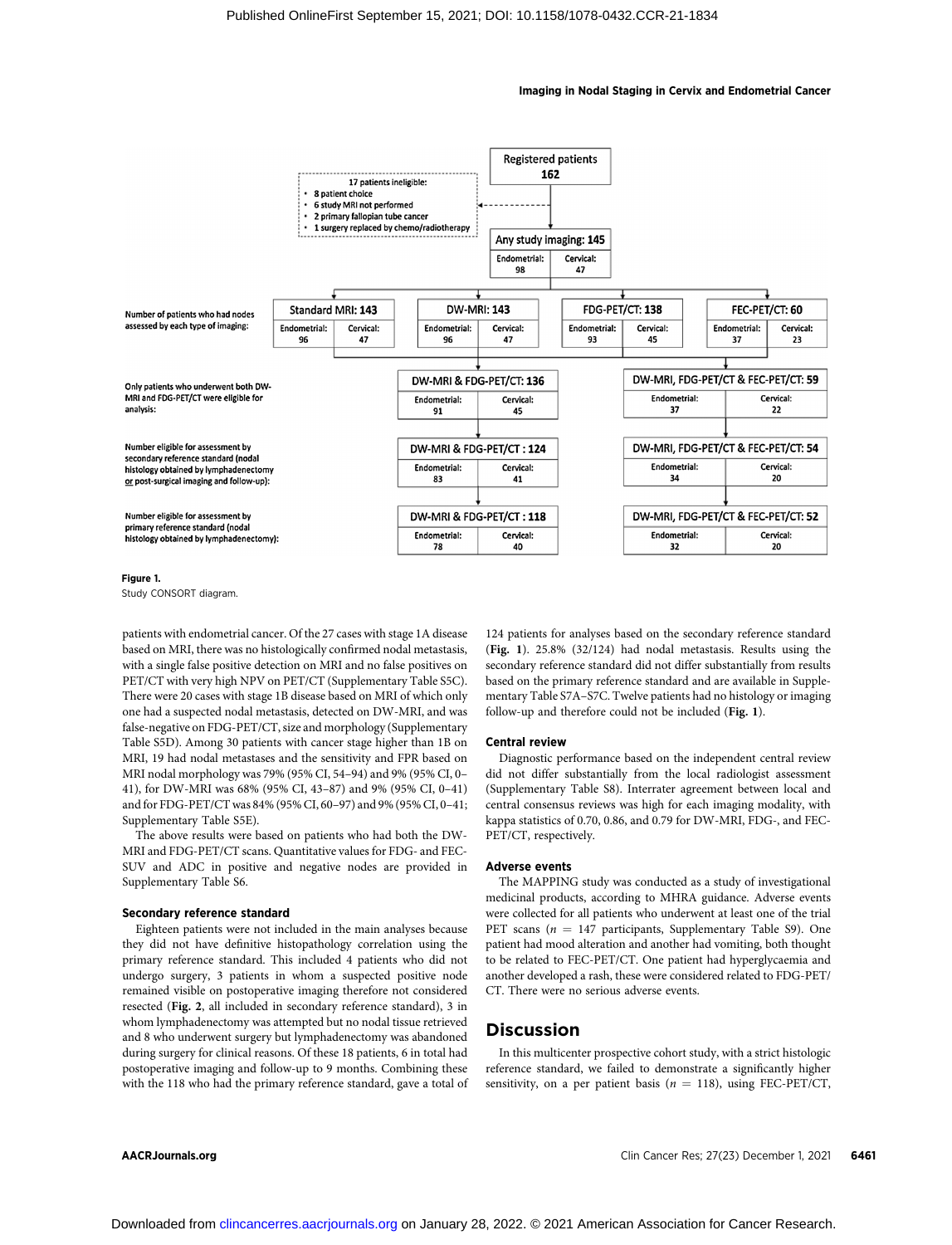Registered patients
162

17 patients ineligible:
- 8 patient choice
- 6 study MRI not performed
- 2 primary fallopian tube cancer
- 1 surgery replaced by chemo/radiotherapy

Any study imaging: 145

| Endometrial: | Cervical: |
| --- | --- |
| 98 | 47 |

Number of patients who had nodes assessed by each type of imaging:

| Standard MRI: 143 | | DW-MRI: 143 | | FDG-PET/CT: 138 | | FEC-PET/CT: 60 | |
| --- | --- | --- | --- | --- | --- | --- | --- |
| Endometrial: | Cervical: | Endometrial: | Cervical: | Endometrial: | Cervical: | Endometrial: | Cervical: |
| 96 | 47 | 96 | 47 | 93 | 45 | 37 | 23 |

Only patients who underwent both DW-MRI and FDG-PET/CT were eligible for analysis:

| DW-MRI & FDG-PET/CT: 136 | | DW-MRI, FDG-PET/CT & FEC-PET/CT: 59 | |
| --- | --- | --- | --- |
| Endometrial: | Cervical: | Endometrial: | Cervical: |
| 91 | 45 | 37 | 22 |

Number eligible for assessment by secondary reference standard (nodal histology obtained by lymphadenectomy or post-surgical imaging and follow-up):

| DW-MRI & FDG-PET/CT : 124 | | DW-MRI, FDG-PET/CT & FEC-PET/CT: 54 | |
| --- | --- | --- | --- |
| Endometrial: | Cervical: | Endometrial: | Cervical: |
| 83 | 41 | 34 | 20 |

Number eligible for assessment by primary reference standard (nodal histology obtained by lymphadenectomy):

| DW-MRI & FDG-PET/CT : 118 | | DW-MRI, FDG-PET/CT & FEC-PET/CT: 52 | |
| --- | --- | --- | --- |
| Endometrial: | Cervical: | Endometrial: | Cervical: |
| 78 | 40 | 32 | 20 |

**Figure 1.**
Study CONSORT diagram.

patients with endometrial cancer. Of the 27 cases with stage 1A disease based on MRI, there was no histologically confirmed nodal metastasis, with a single false positive detection on MRI and no false positives on PET/CT with very high NPV on PET/CT (Supplementary Table S5C). There were 20 cases with stage 1B disease based on MRI of which only one had a suspected nodal metastasis, detected on DW-MRI, and was false-negative on FDG-PET/CT, size and morphology (Supplementary Table S5D). Among 30 patients with cancer stage higher than 1B on MRI, 19 had nodal metastases and the sensitivity and FPR based on MRI nodal morphology was 79% (95% CI, 54–94) and 9% (95% CI, 0–41), for DW-MRI was 68% (95% CI, 43–87) and 9% (95% CI, 0–41) and for FDG-PET/CT was 84% (95% CI, 60–97) and 9% (95% CI, 0–41; Supplementary Table S5E).

The above results were based on patients who had both the DW-MRI and FDG-PET/CT scans. Quantitative values for FDG- and FEC-SUV and ADC in positive and negative nodes are provided in Supplementary Table S6.

### Secondary reference standard

Eighteen patients were not included in the main analyses because they did not have definitive histopathology correlation using the primary reference standard. This included 4 patients who did not undergo surgery, 3 patients in whom a suspected positive node remained visible on postoperative imaging therefore not considered resected (**Fig. 2**, all included in secondary reference standard), 3 in whom lymphadenectomy was attempted but no nodal tissue retrieved and 8 who underwent surgery but lymphadenectomy was abandoned during surgery for clinical reasons. Of these 18 patients, 6 in total had postoperative imaging and follow-up to 9 months. Combining these with the 118 who had the primary reference standard, gave a total of 124 patients for analyses based on the secondary reference standard (**Fig. 1**). 25.8% (32/124) had nodal metastasis. Results using the secondary reference standard did not differ substantially from results based on the primary reference standard and are available in Supplementary Table S7A–S7C. Twelve patients had no histology or imaging follow-up and therefore could not be included (**Fig. 1**).

### Central review

Diagnostic performance based on the independent central review did not differ substantially from the local radiologist assessment (Supplementary Table S8). Interrater agreement between local and central consensus reviews was high for each imaging modality, with kappa statistics of 0.70, 0.86, and 0.79 for DW-MRI, FDG-, and FEC-PET/CT, respectively.

### Adverse events

The MAPPING study was conducted as a study of investigational medicinal products, according to MHRA guidance. Adverse events were collected for all patients who underwent at least one of the trial PET scans ($n$ = 147 participants, Supplementary Table S9). One patient had mood alteration and another had vomiting, both thought to be related to FEC-PET/CT. One patient had hyperglycaemia and another developed a rash, these were considered related to FDG-PET/CT. There were no serious adverse events.

## Discussion

In this multicenter prospective cohort study, with a strict histologic reference standard, we failed to demonstrate a significantly higher sensitivity, on a per patient basis ($n$ = 118), using FEC-PET/CT,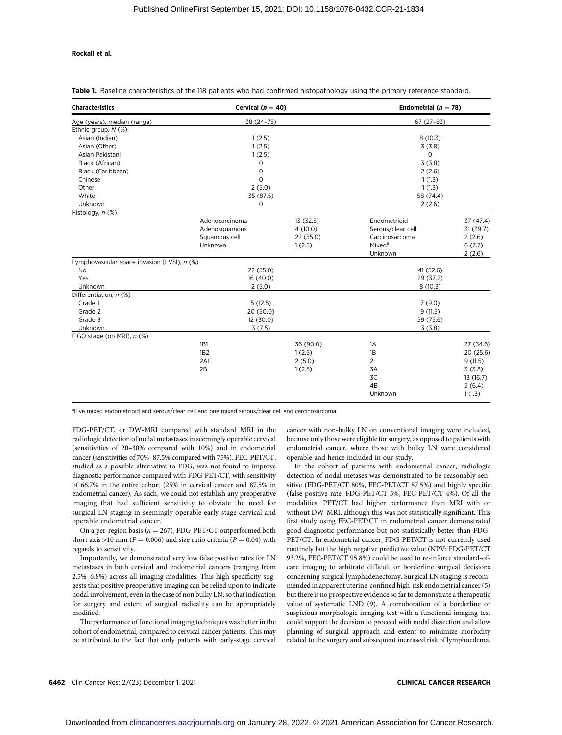**Table 1.** Baseline characteristics of the 118 patients who had confirmed histopathology using the primary reference standard.

| Characteristics | Cervical ($n = 40$) | | Endometrial ($n = 78$) | |
|---|---|---|---|---|
| Age (years), median (range) | 38 (24–75) | | 67 (27–83) | |
| Ethnic group, *N* (%) | | | | |
| Asian (Indian) | 1 (2.5) | | 8 (10.3) | |
| Asian (Other) | 1 (2.5) | | 3 (3.8) | |
| Asian Pakistani | 1 (2.5) | | 0 | |
| Black (African) | 0 | | 3 (3.8) | |
| Black (Caribbean) | 0 | | 2 (2.6) | |
| Chinese | 0 | | 1 (1.3) | |
| Other | 2 (5.0) | | 1 (1.3) | |
| White | 35 (87.5) | | 58 (74.4) | |
| Unknown | 0 | | 2 (2.6) | |
| Histology, *n* (%) | | | | |
| | Adenocarcinoma | 13 (32.5) | Endometrioid | 37 (47.4) |
| | Adenosquamous | 4 (10.0) | Serous/clear cell | 31 (39.7) |
| | Squamous cell | 22 (55.0) | Carcinosarcoma | 2 (2.6) |
| | Unknown | 1 (2.5) | Mixed[a] | 6 (7.7) |
| | | | Unknown | 2 (2.6) |
| Lymphovascular space invasion (LVSI), *n* (%) | | | | |
| No | 22 (55.0) | | 41 (52.6) | |
| Yes | 16 (40.0) | | 29 (37.2) | |
| Unknown | 2 (5.0) | | 8 (10.3) | |
| Differentiation, *n* (%) | | | | |
| Grade 1 | 5 (12.5) | | 7 (9.0) | |
| Grade 2 | 20 (50.0) | | 9 (11.5) | |
| Grade 3 | 12 (30.0) | | 59 (75.6) | |
| Unknown | 3 (7.5) | | 3 (3.8) | |
| FIGO stage (on MRI), *n* (%) | | | | |
| | 1B1 | 36 (90.0) | 1A | 27 (34.6) |
| | 1B2 | 1 (2.5) | 1B | 20 (25.6) |
| | 2A1 | 2 (5.0) | 2 | 9 (11.5) |
| | 2B | 1 (2.5) | 3A | 3 (3.8) |
| | | | 3C | 13 (16.7) |
| | | | 4B | 5 (6.4) |
| | | | Unknown | 1 (1.3) |

[a]Five mixed endometrioid and serous/clear cell and one mixed serous/clear cell and carcinosarcoma.

FDG-PET/CT, or DW-MRI compared with standard MRI in the radiologic detection of nodal metastases in seemingly operable cervical (sensitivities of 20–30% compared with 10%) and in endometrial cancer (sensitivities of 70%–87.5% compared with 75%). FEC-PET/CT, studied as a possible alternative to FDG, was not found to improve diagnostic performance compared with FDG-PET/CT, with sensitivity of 66.7% in the entire cohort (25% in cervical cancer and 87.5% in endometrial cancer). As such, we could not establish any preoperative imaging that had sufficient sensitivity to obviate the need for surgical LN staging in seemingly operable early-stage cervical and operable endometrial cancer.

On a per-region basis ($n = 267$), FDG-PET/CT outperformed both short axis >10 mm ($P = 0.006$) and size ratio criteria ($P = 0.04$) with regards to sensitivity.

Importantly, we demonstrated very low false positive rates for LN metastases in both cervical and endometrial cancers (ranging from 2.5%–6.8%) across all imaging modalities. This high specificity suggests that positive preoperative imaging can be relied upon to indicate nodal involvement, even in the case of non bulky LN, so that indication for surgery and extent of surgical radicality can be appropriately modified.

The performance of functional imaging techniques was better in the cohort of endometrial, compared to cervical cancer patients. This may be attributed to the fact that only patients with early-stage cervical cancer with non-bulky LN on conventional imaging were included, because only those were eligible for surgery, as opposed to patients with endometrial cancer, where those with bulky LN were considered operable and hence included in our study.

In the cohort of patients with endometrial cancer, radiologic detection of nodal metases was demonstrated to be reasonably sensitive (FDG-PET/CT 80%, FEC-PET/CT 87.5%) and highly specific (false positive rate: FDG-PET/CT 5%, FEC-PET/CT 4%). Of all the modalities, PET/CT had higher performance than MRI with or without DW-MRI, although this was not statistically significant. This first study using FEC-PET/CT in endometrial cancer demonstrated good diagnostic performance but not statistically better than FDG-PET/CT. In endometrial cancer, FDG-PET/CT is not currently used routinely but the high negative predictive value (NPV: FDG-PET/CT 93.2%, FEC-PET/CT 95.8%) could be used to re-inforce standard-of-care imaging to arbitrate difficult or borderline surgical decisions concerning surgical lymphadenectomy. Surgical LN staging is recommended in apparent uterine-confined high-risk endometrial cancer (5) but there is no prospective evidence so far to demonstrate a therapeutic value of systematic LND (9). A corroboration of a borderline or suspicious morphologic imaging test with a functional imaging test could support the decision to proceed with nodal dissection and allow planning of surgical approach and extent to minimize morbidity related to the surgery and subsequent increased risk of lymphoedema.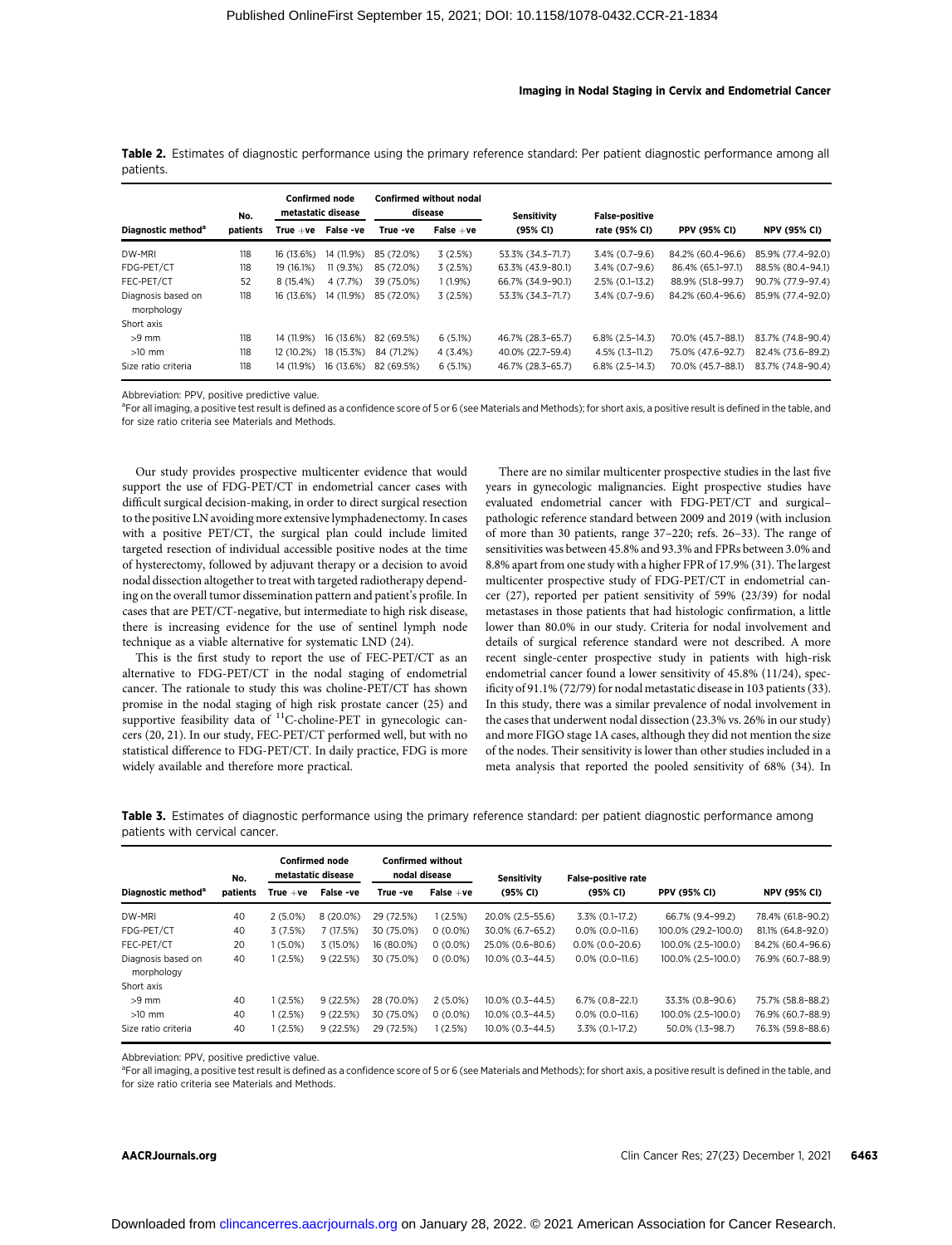**Table 2.** Estimates of diagnostic performance using the primary reference standard: Per patient diagnostic performance among all patients.

| Diagnostic method[a] | No. patients | Confirmed node metastatic disease | | Confirmed without nodal disease | | Sensitivity (95% CI) | False-positive rate (95% CI) | PPV (95% CI) | NPV (95% CI) |
|---|---|---|---|---|---|---|---|---|---|
| | | True +ve | False -ve | True -ve | False +ve | | | | |
| DW-MRI | 118 | 16 (13.6%) | 14 (11.9%) | 85 (72.0%) | 3 (2.5%) | 53.3% (34.3–71.7) | 3.4% (0.7–9.6) | 84.2% (60.4–96.6) | 85.9% (77.4–92.0) |
| FDG-PET/CT | 118 | 19 (16.1%) | 11 (9.3%) | 85 (72.0%) | 3 (2.5%) | 63.3% (43.9–80.1) | 3.4% (0.7–9.6) | 86.4% (65.1–97.1) | 88.5% (80.4–94.1) |
| FEC-PET/CT | 52 | 8 (15.4%) | 4 (7.7%) | 39 (75.0%) | 1 (1.9%) | 66.7% (34.9–90.1) | 2.5% (0.1–13.2) | 88.9% (51.8–99.7) | 90.7% (77.9–97.4) |
| Diagnosis based on morphology | 118 | 16 (13.6%) | 14 (11.9%) | 85 (72.0%) | 3 (2.5%) | 53.3% (34.3–71.7) | 3.4% (0.7–9.6) | 84.2% (60.4–96.6) | 85.9% (77.4–92.0) |
| Short axis | | | | | | | | | |
| >9 mm | 118 | 14 (11.9%) | 16 (13.6%) | 82 (69.5%) | 6 (5.1%) | 46.7% (28.3–65.7) | 6.8% (2.5–14.3) | 70.0% (45.7–88.1) | 83.7% (74.8–90.4) |
| >10 mm | 118 | 12 (10.2%) | 18 (15.3%) | 84 (71.2%) | 4 (3.4%) | 40.0% (22.7–59.4) | 4.5% (1.3–11.2) | 75.0% (47.6–92.7) | 82.4% (73.6–89.2) |
| Size ratio criteria | 118 | 14 (11.9%) | 16 (13.6%) | 82 (69.5%) | 6 (5.1%) | 46.7% (28.3–65.7) | 6.8% (2.5–14.3) | 70.0% (45.7–88.1) | 83.7% (74.8–90.4) |

Abbreviation: PPV, positive predictive value.
[a]For all imaging, a positive test result is defined as a confidence score of 5 or 6 (see Materials and Methods); for short axis, a positive result is defined in the table, and for size ratio criteria see Materials and Methods.

Our study provides prospective multicenter evidence that would support the use of FDG-PET/CT in endometrial cancer cases with difficult surgical decision-making, in order to direct surgical resection to the positive LN avoiding more extensive lymphadenectomy. In cases with a positive PET/CT, the surgical plan could include limited targeted resection of individual accessible positive nodes at the time of hysterectomy, followed by adjuvant therapy or a decision to avoid nodal dissection altogether to treat with targeted radiotherapy depending on the overall tumor dissemination pattern and patient's profile. In cases that are PET/CT-negative, but intermediate to high risk disease, there is increasing evidence for the use of sentinel lymph node technique as a viable alternative for systematic LND (24).

This is the first study to report the use of FEC-PET/CT as an alternative to FDG-PET/CT in the nodal staging of endometrial cancer. The rationale to study this was choline-PET/CT has shown promise in the nodal staging of high risk prostate cancer (25) and supportive feasibility data of $^{11}$C-choline-PET in gynecologic cancers (20, 21). In our study, FEC-PET/CT performed well, but with no statistical difference to FDG-PET/CT. In daily practice, FDG is more widely available and therefore more practical.

There are no similar multicenter prospective studies in the last five years in gynecologic malignancies. Eight prospective studies have evaluated endometrial cancer with FDG-PET/CT and surgical–pathologic reference standard between 2009 and 2019 (with inclusion of more than 30 patients, range 37–220; refs. 26–33). The range of sensitivities was between 45.8% and 93.3% and FPRs between 3.0% and 8.8% apart from one study with a higher FPR of 17.9% (31). The largest multicenter prospective study of FDG-PET/CT in endometrial cancer (27), reported per patient sensitivity of 59% (23/39) for nodal metastases in those patients that had histologic confirmation, a little lower than 80.0% in our study. Criteria for nodal involvement and details of surgical reference standard were not described. A more recent single-center prospective study in patients with high-risk endometrial cancer found a lower sensitivity of 45.8% (11/24), specificity of 91.1% (72/79) for nodal metastatic disease in 103 patients (33). In this study, there was a similar prevalence of nodal involvement in the cases that underwent nodal dissection (23.3% vs. 26% in our study) and more FIGO stage 1A cases, although they did not mention the size of the nodes. Their sensitivity is lower than other studies included in a meta analysis that reported the pooled sensitivity of 68% (34). In

**Table 3.** Estimates of diagnostic performance using the primary reference standard: per patient diagnostic performance among patients with cervical cancer.

| Diagnostic method[a] | No. patients | Confirmed node metastatic disease | | Confirmed without nodal disease | | Sensitivity (95% CI) | False-positive rate (95% CI) | PPV (95% CI) | NPV (95% CI) |
|---|---|---|---|---|---|---|---|---|---|
| | | True +ve | False -ve | True -ve | False +ve | | | | |
| DW-MRI | 40 | 2 (5.0%) | 8 (20.0%) | 29 (72.5%) | 1 (2.5%) | 20.0% (2.5–55.6) | 3.3% (0.1–17.2) | 66.7% (9.4–99.2) | 78.4% (61.8–90.2) |
| FDG-PET/CT | 40 | 3 (7.5%) | 7 (17.5%) | 30 (75.0%) | 0 (0.0%) | 30.0% (6.7–65.2) | 0.0% (0.0–11.6) | 100.0% (29.2–100.0) | 81.1% (64.8–92.0) |
| FEC-PET/CT | 20 | 1 (5.0%) | 3 (15.0%) | 16 (80.0%) | 0 (0.0%) | 25.0% (0.6–80.6) | 0.0% (0.0–20.6) | 100.0% (2.5–100.0) | 84.2% (60.4–96.6) |
| Diagnosis based on morphology | 40 | 1 (2.5%) | 9 (22.5%) | 30 (75.0%) | 0 (0.0%) | 10.0% (0.3–44.5) | 0.0% (0.0–11.6) | 100.0% (2.5–100.0) | 76.9% (60.7–88.9) |
| Short axis | | | | | | | | | |
| >9 mm | 40 | 1 (2.5%) | 9 (22.5%) | 28 (70.0%) | 2 (5.0%) | 10.0% (0.3–44.5) | 6.7% (0.8–22.1) | 33.3% (0.8–90.6) | 75.7% (58.8–88.2) |
| >10 mm | 40 | 1 (2.5%) | 9 (22.5%) | 30 (75.0%) | 0 (0.0%) | 10.0% (0.3–44.5) | 0.0% (0.0–11.6) | 100.0% (2.5–100.0) | 76.9% (60.7–88.9) |
| Size ratio criteria | 40 | 1 (2.5%) | 9 (22.5%) | 29 (72.5%) | 1 (2.5%) | 10.0% (0.3–44.5) | 3.3% (0.1–17.2) | 50.0% (1.3–98.7) | 76.3% (59.8–88.6) |

Abbreviation: PPV, positive predictive value.
[a]For all imaging, a positive test result is defined as a confidence score of 5 or 6 (see Materials and Methods); for short axis, a positive result is defined in the table, and for size ratio criteria see Materials and Methods.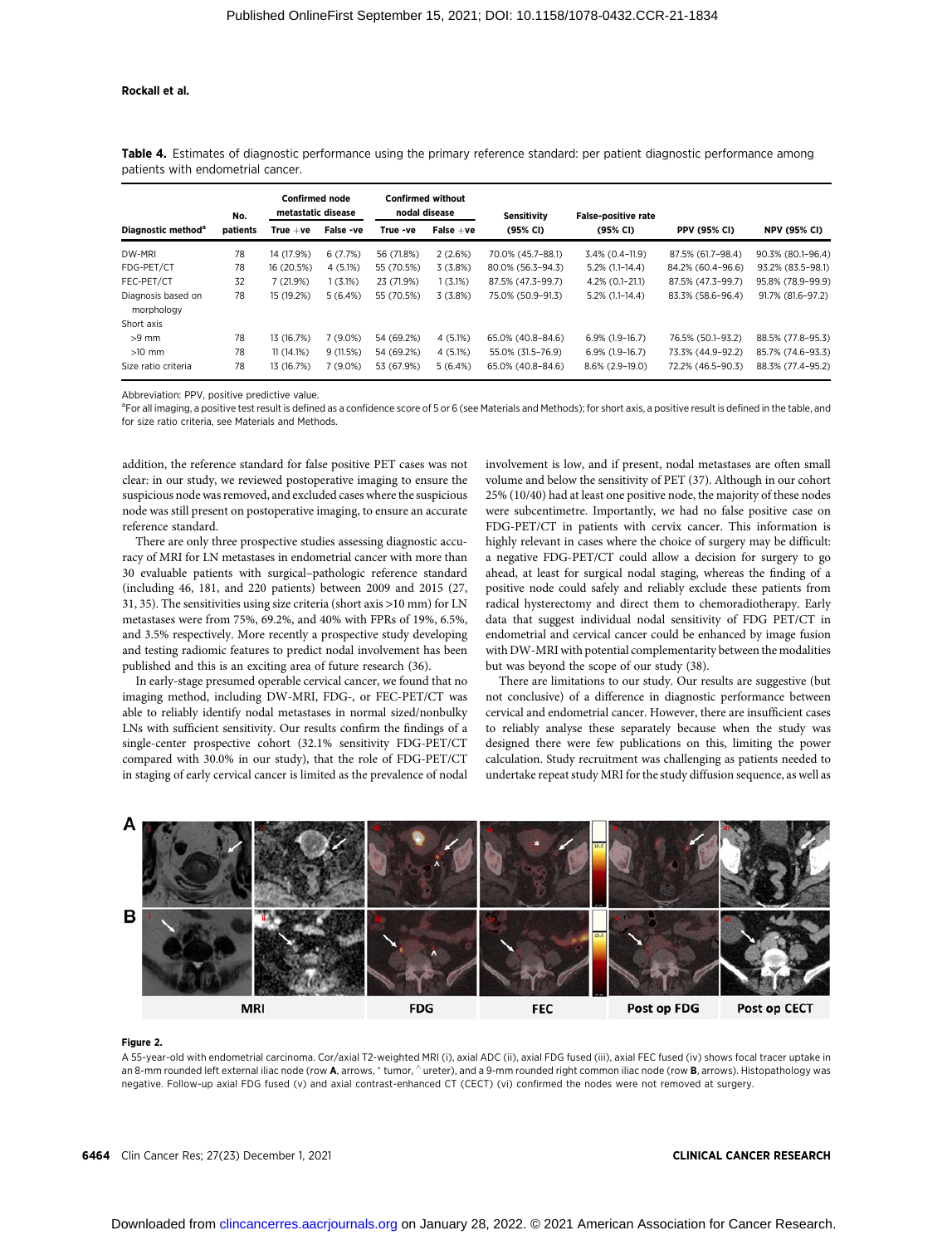**Table 4.** Estimates of diagnostic performance using the primary reference standard: per patient diagnostic performance among patients with endometrial cancer.

| Diagnostic method[a] | No. patients | Confirmed node metastatic disease | | Confirmed without nodal disease | | Sensitivity (95% CI) | False-positive rate (95% CI) | PPV (95% CI) | NPV (95% CI) |
|---|---|---|---|---|---|---|---|---|---|
| | | True +ve | False -ve | True -ve | False +ve | | | | |
| DW-MRI | 78 | 14 (17.9%) | 6 (7.7%) | 56 (71.8%) | 2 (2.6%) | 70.0% (45.7–88.1) | 3.4% (0.4–11.9) | 87.5% (61.7–98.4) | 90.3% (80.1–96.4) |
| FDG-PET/CT | 78 | 16 (20.5%) | 4 (5.1%) | 55 (70.5%) | 3 (3.8%) | 80.0% (56.3–94.3) | 5.2% (1.1–14.4) | 84.2% (60.4–96.6) | 93.2% (83.5–98.1) |
| FEC-PET/CT | 32 | 7 (21.9%) | 1 (3.1%) | 23 (71.9%) | 1 (3.1%) | 87.5% (47.3–99.7) | 4.2% (0.1–21.1) | 87.5% (47.3–99.7) | 95.8% (78.9–99.9) |
| Diagnosis based on morphology | 78 | 15 (19.2%) | 5 (6.4%) | 55 (70.5%) | 3 (3.8%) | 75.0% (50.9–91.3) | 5.2% (1.1–14.4) | 83.3% (58.6–96.4) | 91.7% (81.6–97.2) |
| Short axis | | | | | | | | | |
| >9 mm | 78 | 13 (16.7%) | 7 (9.0%) | 54 (69.2%) | 4 (5.1%) | 65.0% (40.8–84.6) | 6.9% (1.9–16.7) | 76.5% (50.1–93.2) | 88.5% (77.8–95.3) |
| >10 mm | 78 | 11 (14.1%) | 9 (11.5%) | 54 (69.2%) | 4 (5.1%) | 55.0% (31.5–76.9) | 6.9% (1.9–16.7) | 73.3% (44.9–92.2) | 85.7% (74.6–93.3) |
| Size ratio criteria | 78 | 13 (16.7%) | 7 (9.0%) | 53 (67.9%) | 5 (6.4%) | 65.0% (40.8–84.6) | 8.6% (2.9–19.0) | 72.2% (46.5–90.3) | 88.3% (77.4–95.2) |

Abbreviation: PPV, positive predictive value.

[a]For all imaging, a positive test result is defined as a confidence score of 5 or 6 (see Materials and Methods); for short axis, a positive result is defined in the table, and for size ratio criteria, see Materials and Methods.

addition, the reference standard for false positive PET cases was not clear: in our study, we reviewed postoperative imaging to ensure the suspicious node was removed, and excluded cases where the suspicious node was still present on postoperative imaging, to ensure an accurate reference standard.

There are only three prospective studies assessing diagnostic accuracy of MRI for LN metastases in endometrial cancer with more than 30 evaluable patients with surgical–pathologic reference standard (including 46, 181, and 220 patients) between 2009 and 2015 (27, 31, 35). The sensitivities using size criteria (short axis >10 mm) for LN metastases were from 75%, 69.2%, and 40% with FPRs of 19%, 6.5%, and 3.5% respectively. More recently a prospective study developing and testing radiomic features to predict nodal involvement has been published and this is an exciting area of future research (36).

In early-stage presumed operable cervical cancer, we found that no imaging method, including DW-MRI, FDG-, or FEC-PET/CT was able to reliably identify nodal metastases in normal sized/nonbulky LNs with sufficient sensitivity. Our results confirm the findings of a single-center prospective cohort (32.1% sensitivity FDG-PET/CT compared with 30.0% in our study), that the role of FDG-PET/CT in staging of early cervical cancer is limited as the prevalence of nodal involvement is low, and if present, nodal metastases are often small volume and below the sensitivity of PET (37). Although in our cohort 25% (10/40) had at least one positive node, the majority of these nodes were subcentimetre. Importantly, we had no false positive case on FDG-PET/CT in patients with cervix cancer. This information is highly relevant in cases where the choice of surgery may be difficult: a negative FDG-PET/CT could allow a decision for surgery to go ahead, at least for surgical nodal staging, whereas the finding of a positive node could safely and reliably exclude these patients from radical hysterectomy and direct them to chemoradiotherapy. Early data that suggest individual nodal sensitivity of FDG PET/CT in endometrial and cervical cancer could be enhanced by image fusion with DW-MRI with potential complementarity between the modalities but was beyond the scope of our study (38).

There are limitations to our study. Our results are suggestive (but not conclusive) of a difference in diagnostic performance between cervical and endometrial cancer. However, there are insufficient cases to reliably analyse these separately because when the study was designed there were few publications on this, limiting the power calculation. Study recruitment was challenging as patients needed to undertake repeat study MRI for the study diffusion sequence, as well as

A
B
MRI
FDG
FEC
Post op FDG
Post op CECT

**Figure 2.**

A 55-year-old with endometrial carcinoma. Cor/axial T2-weighted MRI (i), axial ADC (ii), axial FDG fused (iii), axial FEC fused (iv) shows focal tracer uptake in an 8-mm rounded left external iliac node (row **A**, arrows, * tumor, ^ ureter), and a 9-mm rounded right common iliac node (row **B**, arrows). Histopathology was negative. Follow-up axial FDG fused (v) and axial contrast-enhanced CT (CECT) (vi) confirmed the nodes were not removed at surgery.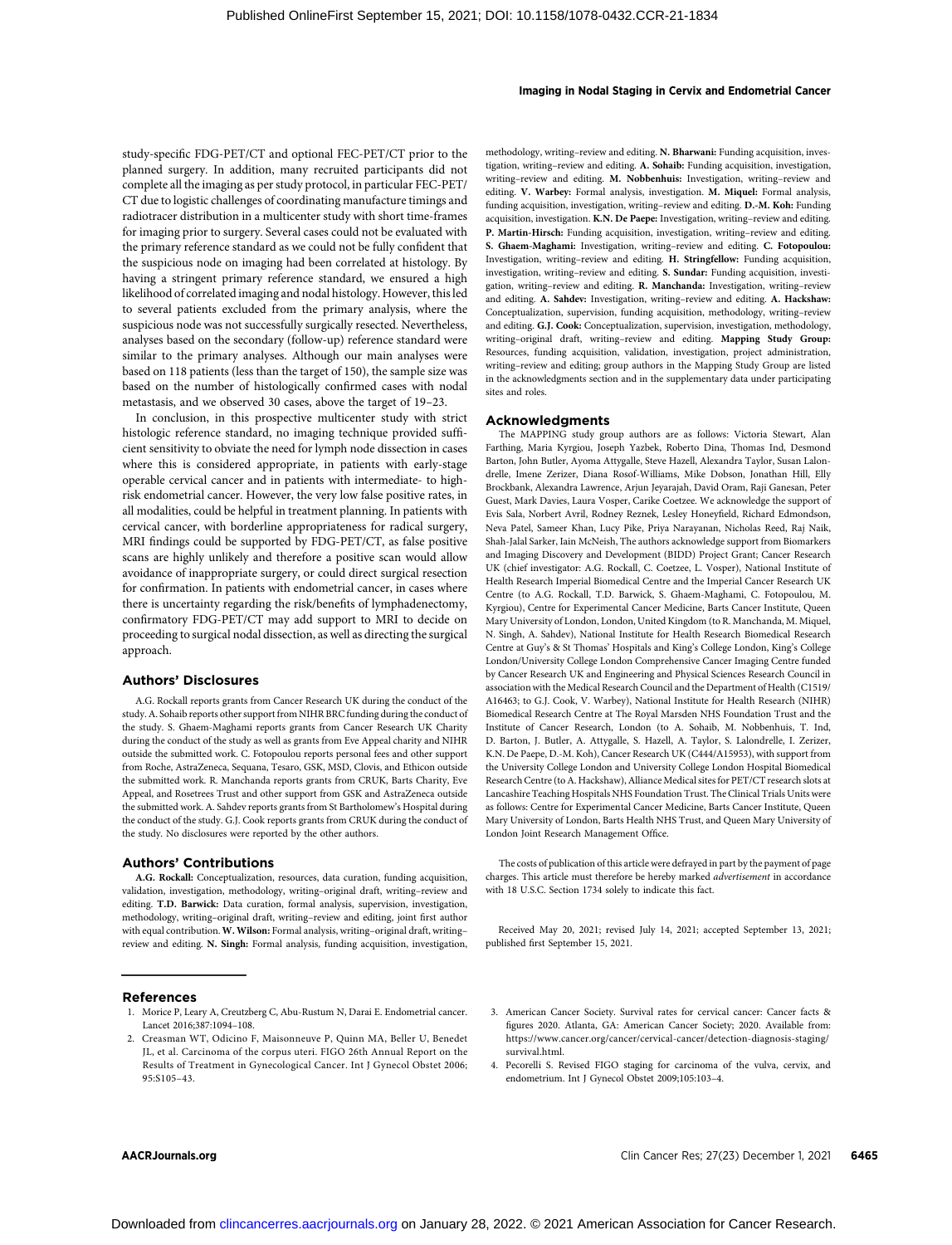study-specific FDG-PET/CT and optional FEC-PET/CT prior to the planned surgery. In addition, many recruited participants did not complete all the imaging as per study protocol, in particular FEC-PET/CT due to logistic challenges of coordinating manufacture timings and radiotracer distribution in a multicenter study with short time-frames for imaging prior to surgery. Several cases could not be evaluated with the primary reference standard as we could not be fully confident that the suspicious node on imaging had been correlated at histology. By having a stringent primary reference standard, we ensured a high likelihood of correlated imaging and nodal histology. However, this led to several patients excluded from the primary analysis, where the suspicious node was not successfully surgically resected. Nevertheless, analyses based on the secondary (follow-up) reference standard were similar to the primary analyses. Although our main analyses were based on 118 patients (less than the target of 150), the sample size was based on the number of histologically confirmed cases with nodal metastasis, and we observed 30 cases, above the target of 19–23.

In conclusion, in this prospective multicenter study with strict histologic reference standard, no imaging technique provided sufficient sensitivity to obviate the need for lymph node dissection in cases where this is considered appropriate, in patients with early-stage operable cervical cancer and in patients with intermediate- to high-risk endometrial cancer. However, the very low false positive rates, in all modalities, could be helpful in treatment planning. In patients with cervical cancer, with borderline appropriateness for radical surgery, MRI findings could be supported by FDG-PET/CT, as false positive scans are highly unlikely and therefore a positive scan would allow avoidance of inappropriate surgery, or could direct surgical resection for confirmation. In patients with endometrial cancer, in cases where there is uncertainty regarding the risk/benefits of lymphadenectomy, confirmatory FDG-PET/CT may add support to MRI to decide on proceeding to surgical nodal dissection, as well as directing the surgical approach.

## Authors' Disclosures

A.G. Rockall reports grants from Cancer Research UK during the conduct of the study. A. Sohaib reports other support from NIHR BRC funding during the conduct of the study. S. Ghaem-Maghami reports grants from Cancer Research UK Charity during the conduct of the study as well as grants from Eve Appeal charity and NIHR outside the submitted work. C. Fotopoulou reports personal fees and other support from Roche, AstraZeneca, Sequana, Tesaro, GSK, MSD, Clovis, and Ethicon outside the submitted work. R. Manchanda reports grants from CRUK, Barts Charity, Eve Appeal, and Rosetrees Trust and other support from GSK and AstraZeneca outside the submitted work. A. Sahdev reports grants from St Bartholomew's Hospital during the conduct of the study. G.J. Cook reports grants from CRUK during the conduct of the study. No disclosures were reported by the other authors.

## Authors' Contributions

**A.G. Rockall:** Conceptualization, resources, data curation, funding acquisition, validation, investigation, methodology, writing–original draft, writing–review and editing. **T.D. Barwick:** Data curation, formal analysis, supervision, investigation, methodology, writing–original draft, writing–review and editing, joint first author with equal contribution. **W. Wilson:** Formal analysis, writing–original draft, writing–review and editing. **N. Singh:** Formal analysis, funding acquisition, investigation, methodology, writing–review and editing. **N. Bharwani:** Funding acquisition, investigation, writing–review and editing. **A. Sohaib:** Funding acquisition, investigation, writing–review and editing. **M. Nobbenhuis:** Investigation, writing–review and editing. **V. Warbey:** Formal analysis, investigation. **M. Miquel:** Formal analysis, funding acquisition, investigation, writing–review and editing. **D.-M. Koh:** Funding acquisition, investigation, writing–review and editing. **K.N. De Paepe:** Investigation, writing–review and editing. **P. Martin-Hirsch:** Funding acquisition, investigation, writing–review and editing. **S. Ghaem-Maghami:** Investigation, writing–review and editing. **C. Fotopoulou:** Investigation, writing–review and editing. **H. Stringfellow:** Funding acquisition, investigation, writing–review and editing. **S. Sundar:** Funding acquisition, investigation, writing–review and editing. **R. Manchanda:** Investigation, writing–review and editing. **A. Sahdev:** Investigation, writing–review and editing. **A. Hackshaw:** Conceptualization, supervision, funding acquisition, methodology, writing–review and editing. **G.J. Cook:** Conceptualization, supervision, investigation, methodology, writing–original draft, writing–review and editing. **Mapping Study Group:** Resources, funding acquisition, validation, investigation, project administration, writing–review and editing; group authors in the Mapping Study Group are listed in the acknowledgments section and in the supplementary data under participating sites and roles.

## Acknowledgments

The MAPPING study group authors are as follows: Victoria Stewart, Alan Farthing, Maria Kyrgiou, Joseph Yazbek, Roberto Dina, Thomas Ind, Desmond Barton, John Butler, Ayoma Attygalle, Steve Hazell, Alexandra Taylor, Susan Lalondrelle, Imene Zerizer, Diana Rosof-Williams, Mike Dobson, Jonathan Hill, Elly Brockbank, Alexandra Lawrence, Arjun Jeyarajah, David Oram, Raji Ganesan, Peter Guest, Mark Davies, Laura Vosper, Carike Coetzee. We acknowledge the support of Evis Sala, Norbert Avril, Rodney Reznek, Lesley Honeyfield, Richard Edmondson, Neva Patel, Sameer Khan, Lucy Pike, Priya Narayanan, Nicholas Reed, Raj Naik, Shah-Jalal Sarker, Iain McNeish, The authors acknowledge support from Biomarkers and Imaging Discovery and Development (BIDD) Project Grant; Cancer Research UK (chief investigator: A.G. Rockall, C. Coetzee, L. Vosper), National Institute of Health Research Imperial Biomedical Centre and the Imperial Cancer Research UK Centre (to A.G. Rockall, T.D. Barwick, S. Ghaem-Maghami, C. Fotopoulou, M. Kyrgiou), Centre for Experimental Cancer Medicine, Barts Cancer Institute, Queen Mary University of London, London, United Kingdom (to R. Manchanda, M. Miquel, N. Singh, A. Sahdev), National Institute for Health Research Biomedical Research Centre at Guy's & St Thomas' Hospitals and King's College London, King's College London/University College London Comprehensive Cancer Imaging Centre funded by Cancer Research UK and Engineering and Physical Sciences Research Council in association with the Medical Research Council and the Department of Health (C1519/A16463; to G.J. Cook, V. Warbey), National Institute for Health Research (NIHR) Biomedical Research Centre at The Royal Marsden NHS Foundation Trust and the Institute of Cancer Research, London (to A. Sohaib, M. Nobbenhuis, T. Ind, D. Barton, J. Butler, A. Attygalle, S. Hazell, A. Taylor, S. Lalondrelle, I. Zerizer, K.N. De Paepe, D.-M. Koh), Cancer Research UK (C444/A15953), with support from the University College London and University College London Hospital Biomedical Research Centre (to A. Hackshaw), Alliance Medical sites for PET/CT research slots at Lancashire Teaching Hospitals NHS Foundation Trust. The Clinical Trials Units were as follows: Centre for Experimental Cancer Medicine, Barts Cancer Institute, Queen Mary University of London, Barts Health NHS Trust, and Queen Mary University of London Joint Research Management Office.

The costs of publication of this article were defrayed in part by the payment of page charges. This article must therefore be hereby marked *advertisement* in accordance with 18 U.S.C. Section 1734 solely to indicate this fact.

Received May 20, 2021; revised July 14, 2021; accepted September 13, 2021; published first September 15, 2021.

## References

1. Morice P, Leary A, Creutzberg C, Abu-Rustum N, Darai E. Endometrial cancer. Lancet 2016;387:1094–108.
2. Creasman WT, Odicino F, Maisonneuve P, Quinn MA, Beller U, Benedet JL, et al. Carcinoma of the corpus uteri. FIGO 26th Annual Report on the Results of Treatment in Gynecological Cancer. Int J Gynecol Obstet 2006; 95:S105–43.
3. American Cancer Society. Survival rates for cervical cancer: Cancer facts & figures 2020. Atlanta, GA: American Cancer Society; 2020. Available from: https://www.cancer.org/cancer/cervical-cancer/detection-diagnosis-staging/survival.html.
4. Pecorelli S. Revised FIGO staging for carcinoma of the vulva, cervix, and endometrium. Int J Gynecol Obstet 2009;105:103–4.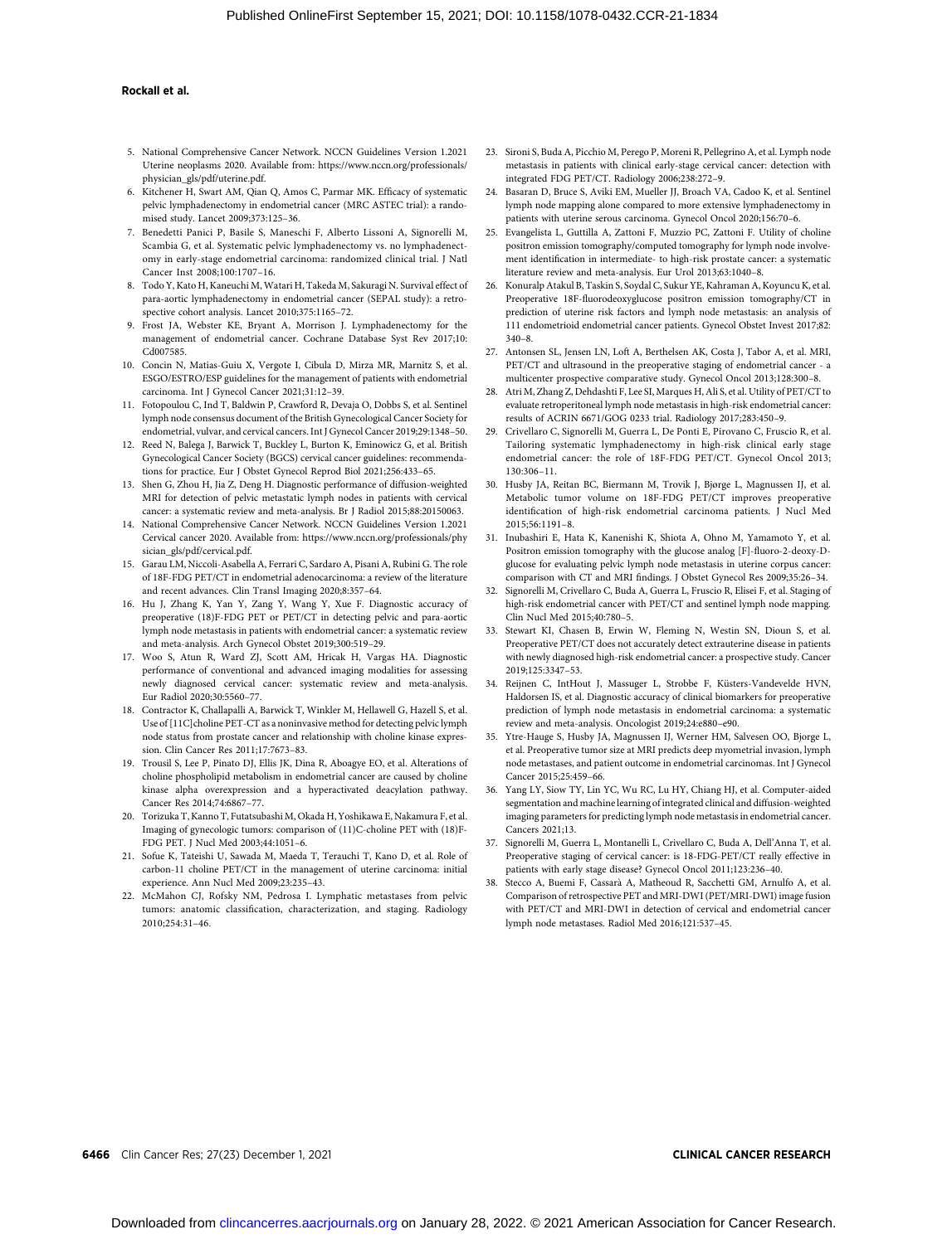5. National Comprehensive Cancer Network. NCCN Guidelines Version 1.2021 Uterine neoplasms 2020. Available from: https://www.nccn.org/professionals/physician_gls/pdf/uterine.pdf.
6. Kitchener H, Swart AM, Qian Q, Amos C, Parmar MK. Efficacy of systematic pelvic lymphadenectomy in endometrial cancer (MRC ASTEC trial): a randomised study. Lancet 2009;373:125–36.
7. Benedetti Panici P, Basile S, Maneschi F, Alberto Lissoni A, Signorelli M, Scambia G, et al. Systematic pelvic lymphadenectomy vs. no lymphadenectomy in early-stage endometrial carcinoma: randomized clinical trial. J Natl Cancer Inst 2008;100:1707–16.
8. Todo Y, Kato H, Kaneuchi M, Watari H, Takeda M, Sakuragi N. Survival effect of para-aortic lymphadenectomy in endometrial cancer (SEPAL study): a retrospective cohort analysis. Lancet 2010;375:1165–72.
9. Frost JA, Webster KE, Bryant A, Morrison J. Lymphadenectomy for the management of endometrial cancer. Cochrane Database Syst Rev 2017;10: Cd007585.
10. Concin N, Matias-Guiu X, Vergote I, Cibula D, Mirza MR, Marnitz S, et al. ESGO/ESTRO/ESP guidelines for the management of patients with endometrial carcinoma. Int J Gynecol Cancer 2021;31:12–39.
11. Fotopoulou C, Ind T, Baldwin P, Crawford R, Devaja O, Dobbs S, et al. Sentinel lymph node consensus document of the British Gynaecological Cancer Society for endometrial, vulvar, and cervical cancers. Int J Gynecol Cancer 2019;29:1348–50.
12. Reed N, Balega J, Barwick T, Buckley L, Burton K, Eminowicz G, et al. British Gynaecological Cancer Society (BGCS) cervical cancer guidelines: recommendations for practice. Eur J Obstet Gynecol Reprod Biol 2021;256:433–65.
13. Shen G, Zhou H, Jia Z, Deng H. Diagnostic performance of diffusion-weighted MRI for detection of pelvic metastatic lymph nodes in patients with cervical cancer: a systematic review and meta-analysis. Br J Radiol 2015;88:20150063.
14. National Comprehensive Cancer Network. NCCN Guidelines Version 1.2021 Cervical cancer 2020. Available from: https://www.nccn.org/professionals/physician_gls/pdf/cervical.pdf.
15. Garau LM, Niccoli-Asabella A, Ferrari C, Sardaro A, Pisani A, Rubini G. The role of 18F-FDG PET/CT in endometrial adenocarcinoma: a review of the literature and recent advances. Clin Transl Imaging 2020;8:357–64.
16. Hu J, Zhang K, Yan Y, Zang Y, Wang Y, Xue F. Diagnostic accuracy of preoperative (18)F-FDG PET or PET/CT in detecting pelvic and para-aortic lymph node metastasis in patients with endometrial cancer: a systematic review and meta-analysis. Arch Gynecol Obstet 2019;300:519–29.
17. Woo S, Atun R, Ward ZJ, Scott AM, Hricak H, Vargas HA. Diagnostic performance of conventional and advanced imaging modalities for assessing newly diagnosed cervical cancer: systematic review and meta-analysis. Eur Radiol 2020;30:5560–77.
18. Contractor K, Challapalli A, Barwick T, Winkler M, Hellawell G, Hazell S, et al. Use of [11C]choline PET-CT as a noninvasive method for detecting pelvic lymph node status from prostate cancer and relationship with choline kinase expression. Clin Cancer Res 2011;17:7673–83.
19. Trousil S, Lee P, Pinato DJ, Ellis JK, Dina R, Aboagye EO, et al. Alterations of choline phospholipid metabolism in endometrial cancer are caused by choline kinase alpha overexpression and a hyperactivated deacylation pathway. Cancer Res 2014;74:6867–77.
20. Torizuka T, Kanno T, Futatsubashi M, Okada H, Yoshikawa E, Nakamura F, et al. Imaging of gynecologic tumors: comparison of (11)C-choline PET with (18)F-FDG PET. J Nucl Med 2003;44:1051–6.
21. Sofue K, Tateishi U, Sawada M, Maeda T, Terauchi T, Kano D, et al. Role of carbon-11 choline PET/CT in the management of uterine carcinoma: initial experience. Ann Nucl Med 2009;23:235–43.
22. McMahon CJ, Rofsky NM, Pedrosa I. Lymphatic metastases from pelvic tumors: anatomic classification, characterization, and staging. Radiology 2010;254:31–46.
23. Sironi S, Buda A, Picchio M, Perego P, Moreni R, Pellegrino A, et al. Lymph node metastasis in patients with clinical early-stage cervical cancer: detection with integrated FDG PET/CT. Radiology 2006;238:272–9.
24. Basaran D, Bruce S, Aviki EM, Mueller JJ, Broach VA, Cadoo K, et al. Sentinel lymph node mapping alone compared to more extensive lymphadenectomy in patients with uterine serous carcinoma. Gynecol Oncol 2020;156:70–6.
25. Evangelista L, Guttilla A, Zattoni F, Muzzio PC, Zattoni F. Utility of choline positron emission tomography/computed tomography for lymph node involvement identification in intermediate- to high-risk prostate cancer: a systematic literature review and meta-analysis. Eur Urol 2013;63:1040–8.
26. Konuralp Atakul B, Taskin S, Soydal C, Sukur YE, Kahraman A, Koyuncu K, et al. Preoperative 18F-fluorodeoxyglucose positron emission tomography/CT in prediction of uterine risk factors and lymph node metastasis: an analysis of 111 endometrioid endometrial cancer patients. Gynecol Obstet Invest 2017;82: 340–8.
27. Antonsen SL, Jensen LN, Loft A, Berthelsen AK, Costa J, Tabor A, et al. MRI, PET/CT and ultrasound in the preoperative staging of endometrial cancer - a multicenter prospective comparative study. Gynecol Oncol 2013;128:300–8.
28. Atri M, Zhang Z, Dehdashti F, Lee SI, Marques H, Ali S, et al. Utility of PET/CT to evaluate retroperitoneal lymph node metastasis in high-risk endometrial cancer: results of ACRIN 6671/GOG 0233 trial. Radiology 2017;283:450–9.
29. Crivellaro C, Signorelli M, Guerra L, De Ponti E, Pirovano C, Fruscio R, et al. Tailoring systematic lymphadenectomy in high-risk clinical early stage endometrial cancer: the role of 18F-FDG PET/CT. Gynecol Oncol 2013; 130:306–11.
30. Husby JA, Reitan BC, Biermann M, Trovik J, Bjørge L, Magnussen IJ, et al. Metabolic tumor volume on 18F-FDG PET/CT improves preoperative identification of high-risk endometrial carcinoma patients. J Nucl Med 2015;56:1191–8.
31. Inubashiri E, Hata K, Kanenishi K, Shiota A, Ohno M, Yamamoto Y, et al. Positron emission tomography with the glucose analog [F]-fluoro-2-deoxy-D-glucose for evaluating pelvic lymph node metastasis in uterine corpus cancer: comparison with CT and MRI findings. J Obstet Gynecol Res 2009;35:26–34.
32. Signorelli M, Crivellaro C, Buda A, Guerra L, Fruscio R, Elisei F, et al. Staging of high-risk endometrial cancer with PET/CT and sentinel lymph node mapping. Clin Nucl Med 2015;40:780–5.
33. Stewart KI, Chasen B, Erwin W, Fleming N, Westin SN, Dioun S, et al. Preoperative PET/CT does not accurately detect extrauterine disease in patients with newly diagnosed high-risk endometrial cancer: a prospective study. Cancer 2019;125:3347–53.
34. Reijnen C, IntHout J, Massuger L, Strobbe F, Küsters-Vandevelde HVN, Haldorsen IS, et al. Diagnostic accuracy of clinical biomarkers for preoperative prediction of lymph node metastasis in endometrial carcinoma: a systematic review and meta-analysis. Oncologist 2019;24:e880–e90.
35. Ytre-Hauge S, Husby JA, Magnussen IJ, Werner HM, Salvesen OO, Bjorge L, et al. Preoperative tumor size at MRI predicts deep myometrial invasion, lymph node metastases, and patient outcome in endometrial carcinomas. Int J Gynecol Cancer 2015;25:459–66.
36. Yang LY, Siow TY, Lin YC, Wu RC, Lu HY, Chiang HJ, et al. Computer-aided segmentation and machine learning of integrated clinical and diffusion-weighted imaging parameters for predicting lymph node metastasis in endometrial cancer. Cancers 2021;13.
37. Signorelli M, Guerra L, Montanelli L, Crivellaro C, Buda A, Dell'Anna T, et al. Preoperative staging of cervical cancer: is 18-FDG-PET/CT really effective in patients with early stage disease? Gynecol Oncol 2011;123:236–40.
38. Stecco A, Buemi F, Cassarà A, Matheoud R, Sacchetti GM, Arnulfo A, et al. Comparison of retrospective PET and MRI-DWI (PET/MRI-DWI) image fusion with PET/CT and MRI-DWI in detection of cervical and endometrial cancer lymph node metastases. Radiol Med 2016;121:537–45.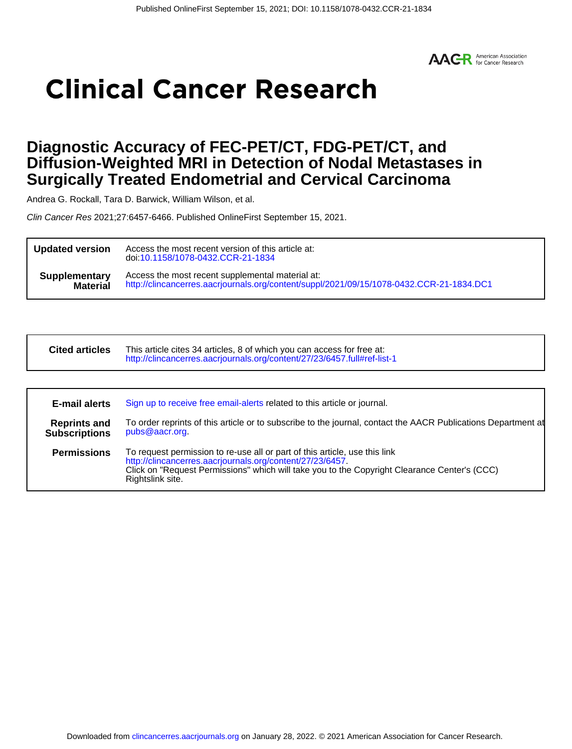Published OnlineFirst September 15, 2021; DOI: 10.1158/1078-0432.CCR-21-1834

# Clinical Cancer Research

## Diagnostic Accuracy of FEC-PET/CT, FDG-PET/CT, and Diffusion-Weighted MRI in Detection of Nodal Metastases in Surgically Treated Endometrial and Cervical Carcinoma

Andrea G. Rockall, Tara D. Barwick, William Wilson, et al.

*Clin Cancer Res* 2021;27:6457-6466. Published OnlineFirst September 15, 2021.

| | |
|---|---|
| **Updated version** | Access the most recent version of this article at: doi:10.1158/1078-0432.CCR-21-1834 |
| **Supplementary Material** | Access the most recent supplemental material at: http://clincancerres.aacrjournals.org/content/suppl/2021/09/15/1078-0432.CCR-21-1834.DC1 |

| | |
|---|---|
| **Cited articles** | This article cites 34 articles, 8 of which you can access for free at: http://clincancerres.aacrjournals.org/content/27/23/6457.full#ref-list-1 |

| | |
|---|---|
| **E-mail alerts** | Sign up to receive free email-alerts related to this article or journal. |
| **Reprints and Subscriptions** | To order reprints of this article or to subscribe to the journal, contact the AACR Publications Department at pubs@aacr.org. |
| **Permissions** | To request permission to re-use all or part of this article, use this link http://clincancerres.aacrjournals.org/content/27/23/6457. Click on "Request Permissions" which will take you to the Copyright Clearance Center's (CCC) Rightslink site. |

Downloaded from clincancerres.aacrjournals.org on January 28, 2022. © 2021 American Association for Cancer Research.